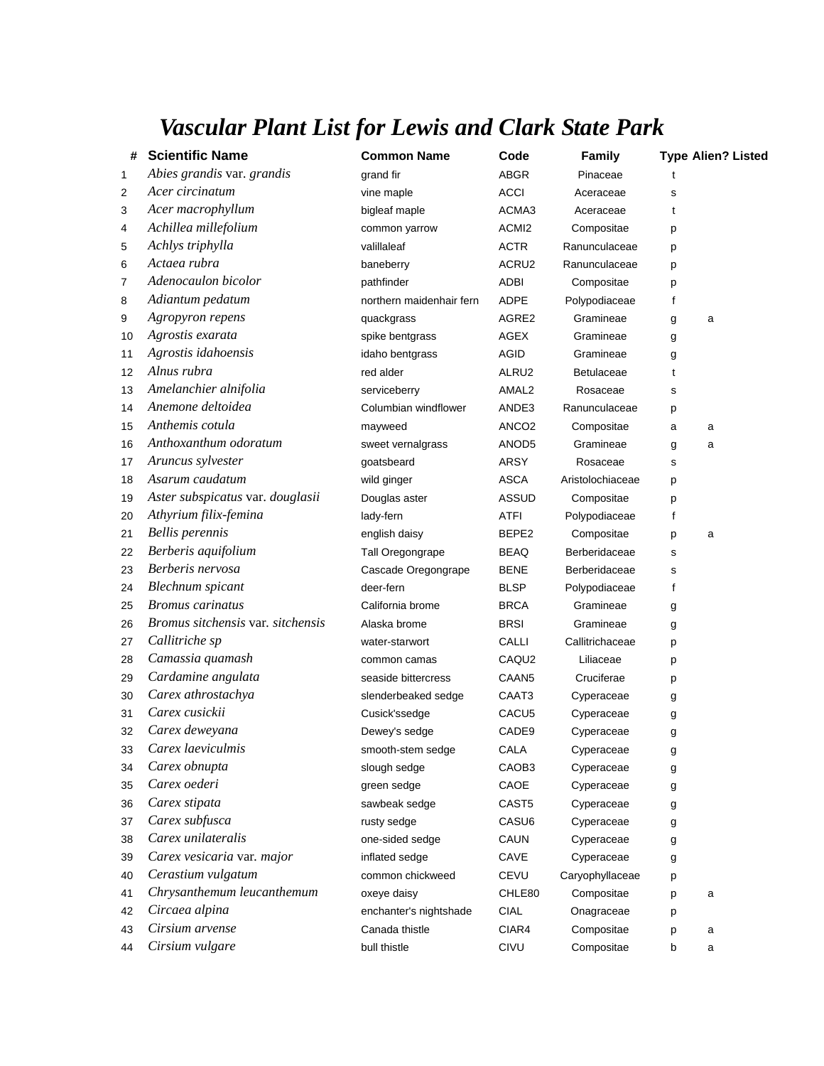# *Vascular Plant List for Lewis and Clark State Park*

| # | Scientific Name | Common Name | Code | Family | Type | Alien? | Listed |
|---|---|---|---|---|---|---|---|
| 1 | *Abies grandis* var. *grandis* | grand fir | ABGR | Pinaceae | t | | |
| 2 | *Acer circinatum* | vine maple | ACCI | Aceraceae | s | | |
| 3 | *Acer macrophyllum* | bigleaf maple | ACMA3 | Aceraceae | t | | |
| 4 | *Achillea millefolium* | common yarrow | ACMI2 | Compositae | p | | |
| 5 | *Achlys triphylla* | valillaleaf | ACTR | Ranunculaceae | p | | |
| 6 | *Actaea rubra* | baneberry | ACRU2 | Ranunculaceae | p | | |
| 7 | *Adenocaulon bicolor* | pathfinder | ADBI | Compositae | p | | |
| 8 | *Adiantum pedatum* | northern maidenhair fern | ADPE | Polypodiaceae | f | | |
| 9 | *Agropyron repens* | quackgrass | AGRE2 | Gramineae | g | a | |
| 10 | *Agrostis exarata* | spike bentgrass | AGEX | Gramineae | g | | |
| 11 | *Agrostis idahoensis* | idaho bentgrass | AGID | Gramineae | g | | |
| 12 | *Alnus rubra* | red alder | ALRU2 | Betulaceae | t | | |
| 13 | *Amelanchier alnifolia* | serviceberry | AMAL2 | Rosaceae | s | | |
| 14 | *Anemone deltoidea* | Columbian windflower | ANDE3 | Ranunculaceae | p | | |
| 15 | *Anthemis cotula* | mayweed | ANCO2 | Compositae | a | a | |
| 16 | *Anthoxanthum odoratum* | sweet vernalgrass | ANOD5 | Gramineae | g | a | |
| 17 | *Aruncus sylvester* | goatsbeard | ARSY | Rosaceae | s | | |
| 18 | *Asarum caudatum* | wild ginger | ASCA | Aristolochiaceae | p | | |
| 19 | *Aster subspicatus* var. *douglasii* | Douglas aster | ASSUD | Compositae | p | | |
| 20 | *Athyrium filix-femina* | lady-fern | ATFI | Polypodiaceae | f | | |
| 21 | *Bellis perennis* | english daisy | BEPE2 | Compositae | p | a | |
| 22 | *Berberis aquifolium* | Tall Oregongrape | BEAQ | Berberidaceae | s | | |
| 23 | *Berberis nervosa* | Cascade Oregongrape | BENE | Berberidaceae | s | | |
| 24 | *Blechnum spicant* | deer-fern | BLSP | Polypodiaceae | f | | |
| 25 | *Bromus carinatus* | California brome | BRCA | Gramineae | g | | |
| 26 | *Bromus sitchensis* var. *sitchensis* | Alaska brome | BRSI | Gramineae | g | | |
| 27 | *Callitriche sp* | water-starwort | CALLI | Callitrichaceae | p | | |
| 28 | *Camassia quamash* | common camas | CAQU2 | Liliaceae | p | | |
| 29 | *Cardamine angulata* | seaside bittercress | CAAN5 | Cruciferae | p | | |
| 30 | *Carex athrostachya* | slenderbeaked sedge | CAAT3 | Cyperaceae | g | | |
| 31 | *Carex cusickii* | Cusick'ssedge | CACU5 | Cyperaceae | g | | |
| 32 | *Carex deweyana* | Dewey's sedge | CADE9 | Cyperaceae | g | | |
| 33 | *Carex laeviculmis* | smooth-stem sedge | CALA | Cyperaceae | g | | |
| 34 | *Carex obnupta* | slough sedge | CAOB3 | Cyperaceae | g | | |
| 35 | *Carex oederi* | green sedge | CAOE | Cyperaceae | g | | |
| 36 | *Carex stipata* | sawbeak sedge | CAST5 | Cyperaceae | g | | |
| 37 | *Carex subfusca* | rusty sedge | CASU6 | Cyperaceae | g | | |
| 38 | *Carex unilateralis* | one-sided sedge | CAUN | Cyperaceae | g | | |
| 39 | *Carex vesicaria* var. *major* | inflated sedge | CAVE | Cyperaceae | g | | |
| 40 | *Cerastium vulgatum* | common chickweed | CEVU | Caryophyllaceae | p | | |
| 41 | *Chrysanthemum leucanthemum* | oxeye daisy | CHLE80 | Compositae | p | a | |
| 42 | *Circaea alpina* | enchanter's nightshade | CIAL | Onagraceae | p | | |
| 43 | *Cirsium arvense* | Canada thistle | CIAR4 | Compositae | p | a | |
| 44 | *Cirsium vulgare* | bull thistle | CIVU | Compositae | b | a | |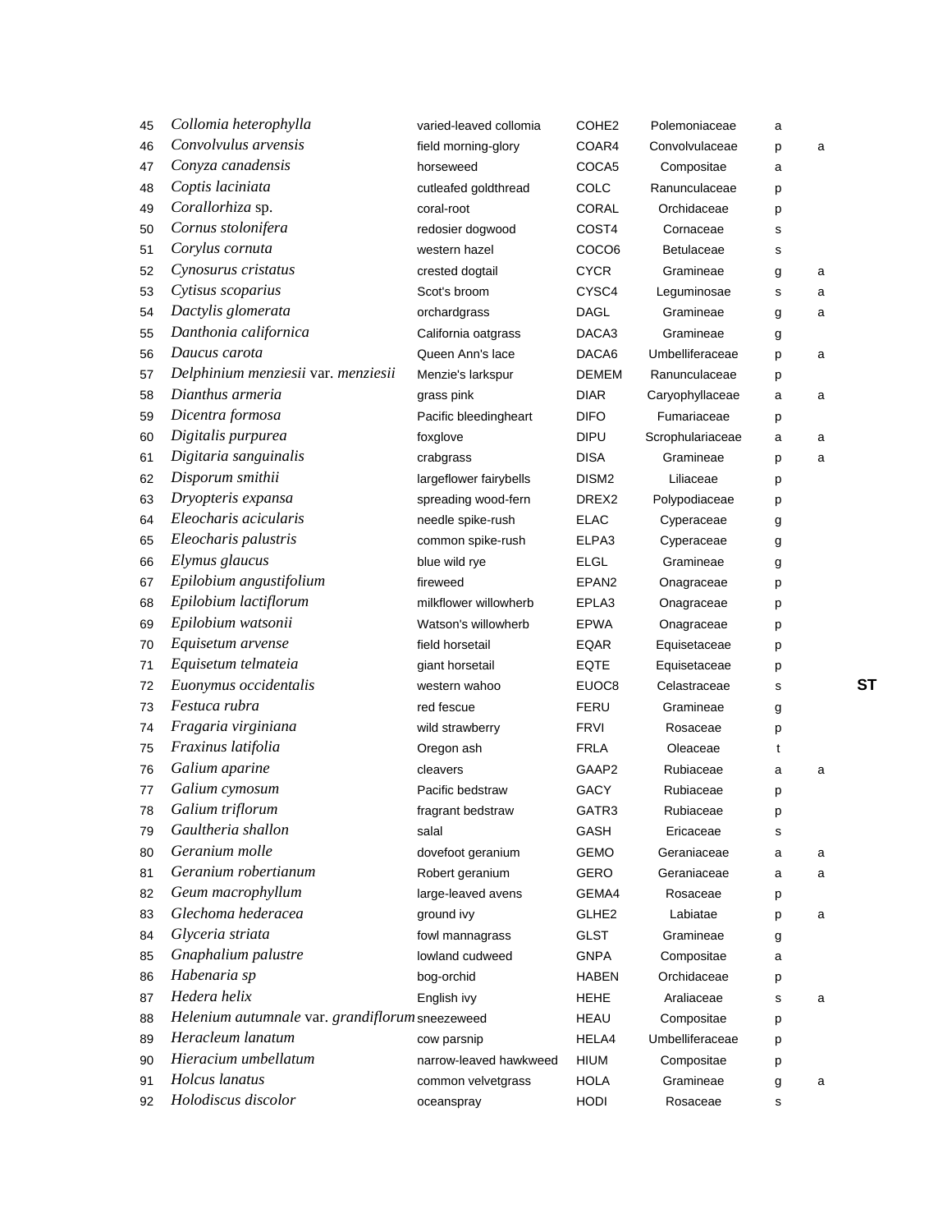| | | | | | | | |
|---|---|---|---|---|---|---|---|
| 45 | *Collomia heterophylla* | varied-leaved collomia | COHE2 | Polemoniaceae | a | | |
| 46 | *Convolvulus arvensis* | field morning-glory | COAR4 | Convolvulaceae | p | a | |
| 47 | *Conyza canadensis* | horseweed | COCA5 | Compositae | a | | |
| 48 | *Coptis laciniata* | cutleafed goldthread | COLC | Ranunculaceae | p | | |
| 49 | *Corallorhiza* sp. | coral-root | CORAL | Orchidaceae | p | | |
| 50 | *Cornus stolonifera* | redosier dogwood | COST4 | Cornaceae | s | | |
| 51 | *Corylus cornuta* | western hazel | COCO6 | Betulaceae | s | | |
| 52 | *Cynosurus cristatus* | crested dogtail | CYCR | Gramineae | g | a | |
| 53 | *Cytisus scoparius* | Scot's broom | CYSC4 | Leguminosae | s | a | |
| 54 | *Dactylis glomerata* | orchardgrass | DAGL | Gramineae | g | a | |
| 55 | *Danthonia californica* | California oatgrass | DACA3 | Gramineae | g | | |
| 56 | *Daucus carota* | Queen Ann's lace | DACA6 | Umbelliferaceae | p | a | |
| 57 | *Delphinium menziesii* var. *menziesii* | Menzie's larkspur | DEMEM | Ranunculaceae | p | | |
| 58 | *Dianthus armeria* | grass pink | DIAR | Caryophyllaceae | a | a | |
| 59 | *Dicentra formosa* | Pacific bleedingheart | DIFO | Fumariaceae | p | | |
| 60 | *Digitalis purpurea* | foxglove | DIPU | Scrophulariaceae | a | a | |
| 61 | *Digitaria sanguinalis* | crabgrass | DISA | Gramineae | p | a | |
| 62 | *Disporum smithii* | largeflower fairybells | DISM2 | Liliaceae | p | | |
| 63 | *Dryopteris expansa* | spreading wood-fern | DREX2 | Polypodiaceae | p | | |
| 64 | *Eleocharis acicularis* | needle spike-rush | ELAC | Cyperaceae | g | | |
| 65 | *Eleocharis palustris* | common spike-rush | ELPA3 | Cyperaceae | g | | |
| 66 | *Elymus glaucus* | blue wild rye | ELGL | Gramineae | g | | |
| 67 | *Epilobium angustifolium* | fireweed | EPAN2 | Onagraceae | p | | |
| 68 | *Epilobium lactiflorum* | milkflower willowherb | EPLA3 | Onagraceae | p | | |
| 69 | *Epilobium watsonii* | Watson's willowherb | EPWA | Onagraceae | p | | |
| 70 | *Equisetum arvense* | field horsetail | EQAR | Equisetaceae | p | | |
| 71 | *Equisetum telmateia* | giant horsetail | EQTE | Equisetaceae | p | | |
| 72 | *Euonymus occidentalis* | western wahoo | EUOC8 | Celastraceae | s | | **ST** |
| 73 | *Festuca rubra* | red fescue | FERU | Gramineae | g | | |
| 74 | *Fragaria virginiana* | wild strawberry | FRVI | Rosaceae | p | | |
| 75 | *Fraxinus latifolia* | Oregon ash | FRLA | Oleaceae | t | | |
| 76 | *Galium aparine* | cleavers | GAAP2 | Rubiaceae | a | a | |
| 77 | *Galium cymosum* | Pacific bedstraw | GACY | Rubiaceae | p | | |
| 78 | *Galium triflorum* | fragrant bedstraw | GATR3 | Rubiaceae | p | | |
| 79 | *Gaultheria shallon* | salal | GASH | Ericaceae | s | | |
| 80 | *Geranium molle* | dovefoot geranium | GEMO | Geraniaceae | a | a | |
| 81 | *Geranium robertianum* | Robert geranium | GERO | Geraniaceae | a | a | |
| 82 | *Geum macrophyllum* | large-leaved avens | GEMA4 | Rosaceae | p | | |
| 83 | *Glechoma hederacea* | ground ivy | GLHE2 | Labiatae | p | a | |
| 84 | *Glyceria striata* | fowl mannagrass | GLST | Gramineae | g | | |
| 85 | *Gnaphalium palustre* | lowland cudweed | GNPA | Compositae | a | | |
| 86 | *Habenaria sp* | bog-orchid | HABEN | Orchidaceae | p | | |
| 87 | *Hedera helix* | English ivy | HEHE | Araliaceae | s | a | |
| 88 | *Helenium autumnale* var. *grandiflorum* | sneezeweed | HEAU | Compositae | p | | |
| 89 | *Heracleum lanatum* | cow parsnip | HELA4 | Umbelliferaceae | p | | |
| 90 | *Hieracium umbellatum* | narrow-leaved hawkweed | HIUM | Compositae | p | | |
| 91 | *Holcus lanatus* | common velvetgrass | HOLA | Gramineae | g | a | |
| 92 | *Holodiscus discolor* | oceanspray | HODI | Rosaceae | s | | |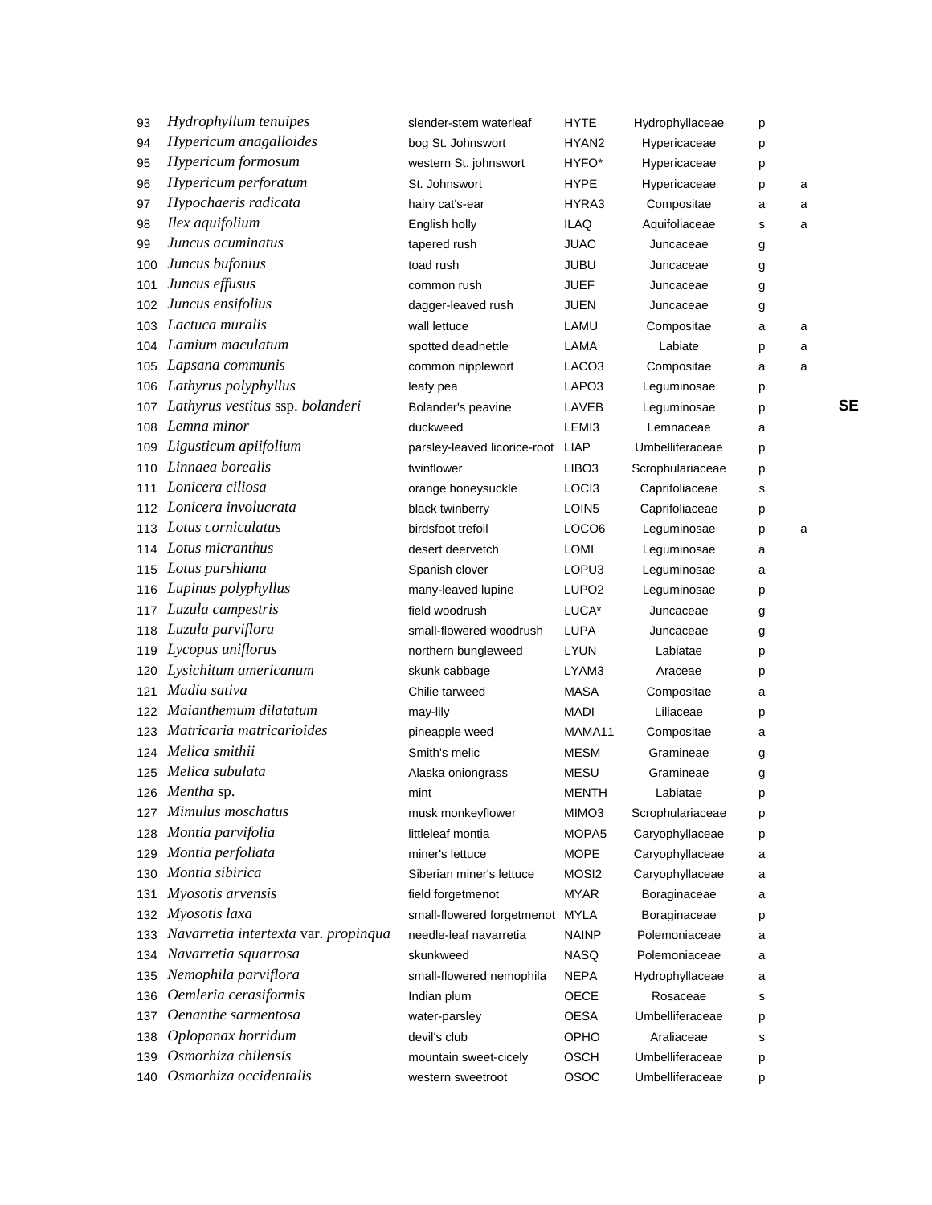| | | | | | | | |
|---|---|---|---|---|---|---|---|
| 93 | *Hydrophyllum tenuipes* | slender-stem waterleaf | HYTE | Hydrophyllaceae | p | | |
| 94 | *Hypericum anagalloides* | bog St. Johnswort | HYAN2 | Hypericaceae | p | | |
| 95 | *Hypericum formosum* | western St. johnswort | HYFO* | Hypericaceae | p | | |
| 96 | *Hypericum perforatum* | St. Johnswort | HYPE | Hypericaceae | p | a | |
| 97 | *Hypochaeris radicata* | hairy cat's-ear | HYRA3 | Compositae | a | a | |
| 98 | *Ilex aquifolium* | English holly | ILAQ | Aquifoliaceae | s | a | |
| 99 | *Juncus acuminatus* | tapered rush | JUAC | Juncaceae | g | | |
| 100 | *Juncus bufonius* | toad rush | JUBU | Juncaceae | g | | |
| 101 | *Juncus effusus* | common rush | JUEF | Juncaceae | g | | |
| 102 | *Juncus ensifolius* | dagger-leaved rush | JUEN | Juncaceae | g | | |
| 103 | *Lactuca muralis* | wall lettuce | LAMU | Compositae | a | a | |
| 104 | *Lamium maculatum* | spotted deadnettle | LAMA | Labiate | p | a | |
| 105 | *Lapsana communis* | common nipplewort | LACO3 | Compositae | a | a | |
| 106 | *Lathyrus polyphyllus* | leafy pea | LAPO3 | Leguminosae | p | | |
| 107 | *Lathyrus vestitus* ssp. *bolanderi* | Bolander's peavine | LAVEB | Leguminosae | p | | **SE** |
| 108 | *Lemna minor* | duckweed | LEMI3 | Lemnaceae | a | | |
| 109 | *Ligusticum apiifolium* | parsley-leaved licorice-root | LIAP | Umbelliferaceae | p | | |
| 110 | *Linnaea borealis* | twinflower | LIBO3 | Scrophulariaceae | p | | |
| 111 | *Lonicera ciliosa* | orange honeysuckle | LOCI3 | Caprifoliaceae | s | | |
| 112 | *Lonicera involucrata* | black twinberry | LOIN5 | Caprifoliaceae | p | | |
| 113 | *Lotus corniculatus* | birdsfoot trefoil | LOCO6 | Leguminosae | p | a | |
| 114 | *Lotus micranthus* | desert deervetch | LOMI | Leguminosae | a | | |
| 115 | *Lotus purshiana* | Spanish clover | LOPU3 | Leguminosae | a | | |
| 116 | *Lupinus polyphyllus* | many-leaved lupine | LUPO2 | Leguminosae | p | | |
| 117 | *Luzula campestris* | field woodrush | LUCA* | Juncaceae | g | | |
| 118 | *Luzula parviflora* | small-flowered woodrush | LUPA | Juncaceae | g | | |
| 119 | *Lycopus uniflorus* | northern bungleweed | LYUN | Labiatae | p | | |
| 120 | *Lysichitum americanum* | skunk cabbage | LYAM3 | Araceae | p | | |
| 121 | *Madia sativa* | Chilie tarweed | MASA | Compositae | a | | |
| 122 | *Maianthemum dilatatum* | may-lily | MADI | Liliaceae | p | | |
| 123 | *Matricaria matricarioides* | pineapple weed | MAMA11 | Compositae | a | | |
| 124 | *Melica smithii* | Smith's melic | MESM | Gramineae | g | | |
| 125 | *Melica subulata* | Alaska oniongrass | MESU | Gramineae | g | | |
| 126 | *Mentha* sp. | mint | MENTH | Labiatae | p | | |
| 127 | *Mimulus moschatus* | musk monkeyflower | MIMO3 | Scrophulariaceae | p | | |
| 128 | *Montia parvifolia* | littleleaf montia | MOPA5 | Caryophyllaceae | p | | |
| 129 | *Montia perfoliata* | miner's lettuce | MOPE | Caryophyllaceae | a | | |
| 130 | *Montia sibirica* | Siberian miner's lettuce | MOSI2 | Caryophyllaceae | a | | |
| 131 | *Myosotis arvensis* | field forgetmenot | MYAR | Boraginaceae | a | | |
| 132 | *Myosotis laxa* | small-flowered forgetmenot | MYLA | Boraginaceae | p | | |
| 133 | *Navarretia intertexta* var. *propinqua* | needle-leaf navarretia | NAINP | Polemoniaceae | a | | |
| 134 | *Navarretia squarrosa* | skunkweed | NASQ | Polemoniaceae | a | | |
| 135 | *Nemophila parviflora* | small-flowered nemophila | NEPA | Hydrophyllaceae | a | | |
| 136 | *Oemleria cerasiformis* | Indian plum | OECE | Rosaceae | s | | |
| 137 | *Oenanthe sarmentosa* | water-parsley | OESA | Umbelliferaceae | p | | |
| 138 | *Oplopanax horridum* | devil's club | OPHO | Araliaceae | s | | |
| 139 | *Osmorhiza chilensis* | mountain sweet-cicely | OSCH | Umbelliferaceae | p | | |
| 140 | *Osmorhiza occidentalis* | western sweetroot | OSOC | Umbelliferaceae | p | | |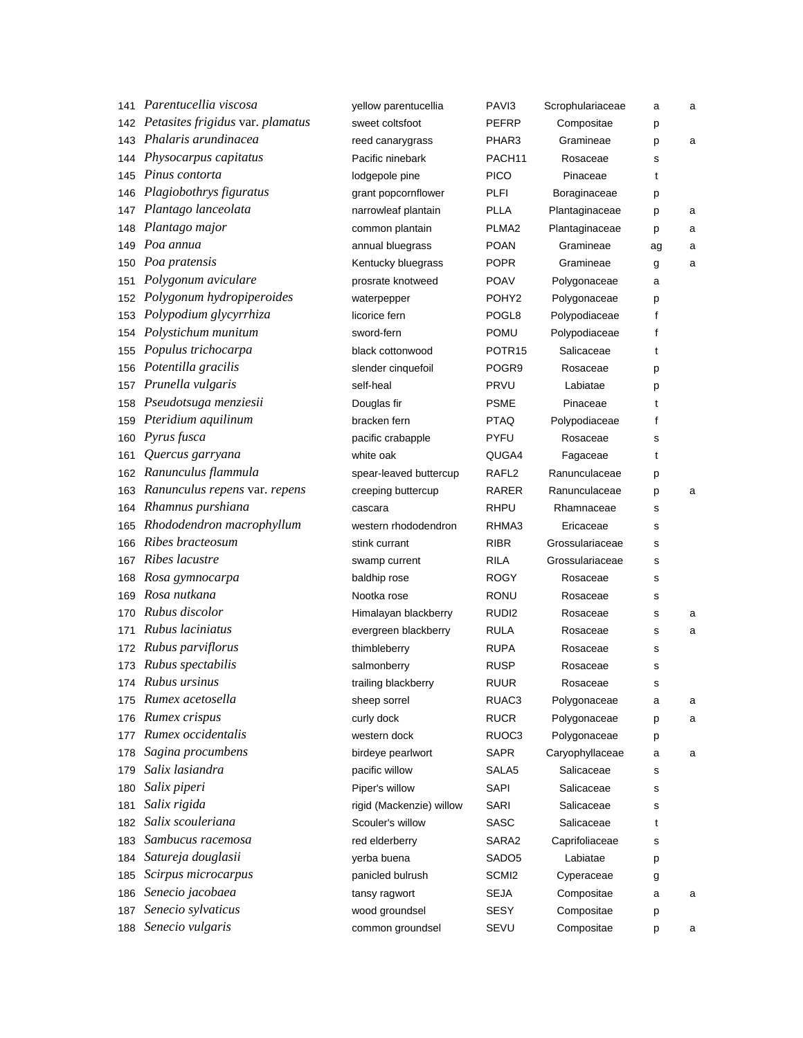| | | | | | | |
|---|---|---|---|---|---|---|
| 141 | *Parentucellia viscosa* | yellow parentucellia | PAVI3 | Scrophulariaceae | a | a |
| 142 | *Petasites frigidus* var. *plamatus* | sweet coltsfoot | PEFRP | Compositae | p | |
| 143 | *Phalaris arundinacea* | reed canarygrass | PHAR3 | Gramineae | p | a |
| 144 | *Physocarpus capitatus* | Pacific ninebark | PACH11 | Rosaceae | s | |
| 145 | *Pinus contorta* | lodgepole pine | PICO | Pinaceae | t | |
| 146 | *Plagiobothrys figuratus* | grant popcornflower | PLFI | Boraginaceae | p | |
| 147 | *Plantago lanceolata* | narrowleaf plantain | PLLA | Plantaginaceae | p | a |
| 148 | *Plantago major* | common plantain | PLMA2 | Plantaginaceae | p | a |
| 149 | *Poa annua* | annual bluegrass | POAN | Gramineae | ag | a |
| 150 | *Poa pratensis* | Kentucky bluegrass | POPR | Gramineae | g | a |
| 151 | *Polygonum aviculare* | prosrate knotweed | POAV | Polygonaceae | a | |
| 152 | *Polygonum hydropiperoides* | waterpepper | POHY2 | Polygonaceae | p | |
| 153 | *Polypodium glycyrrhiza* | licorice fern | POGL8 | Polypodiaceae | f | |
| 154 | *Polystichum munitum* | sword-fern | POMU | Polypodiaceae | f | |
| 155 | *Populus trichocarpa* | black cottonwood | POTR15 | Salicaceae | t | |
| 156 | *Potentilla gracilis* | slender cinquefoil | POGR9 | Rosaceae | p | |
| 157 | *Prunella vulgaris* | self-heal | PRVU | Labiatae | p | |
| 158 | *Pseudotsuga menziesii* | Douglas fir | PSME | Pinaceae | t | |
| 159 | *Pteridium aquilinum* | bracken fern | PTAQ | Polypodiaceae | f | |
| 160 | *Pyrus fusca* | pacific crabapple | PYFU | Rosaceae | s | |
| 161 | *Quercus garryana* | white oak | QUGA4 | Fagaceae | t | |
| 162 | *Ranunculus flammula* | spear-leaved buttercup | RAFL2 | Ranunculaceae | p | |
| 163 | *Ranunculus repens* var. *repens* | creeping buttercup | RARER | Ranunculaceae | p | a |
| 164 | *Rhamnus purshiana* | cascara | RHPU | Rhamnaceae | s | |
| 165 | *Rhododendron macrophyllum* | western rhododendron | RHMA3 | Ericaceae | s | |
| 166 | *Ribes bracteosum* | stink currant | RIBR | Grossulariaceae | s | |
| 167 | *Ribes lacustre* | swamp current | RILA | Grossulariaceae | s | |
| 168 | *Rosa gymnocarpa* | baldhip rose | ROGY | Rosaceae | s | |
| 169 | *Rosa nutkana* | Nootka rose | RONU | Rosaceae | s | |
| 170 | *Rubus discolor* | Himalayan blackberry | RUDI2 | Rosaceae | s | a |
| 171 | *Rubus laciniatus* | evergreen blackberry | RULA | Rosaceae | s | a |
| 172 | *Rubus parviflorus* | thimbleberry | RUPA | Rosaceae | s | |
| 173 | *Rubus spectabilis* | salmonberry | RUSP | Rosaceae | s | |
| 174 | *Rubus ursinus* | trailing blackberry | RUUR | Rosaceae | s | |
| 175 | *Rumex acetosella* | sheep sorrel | RUAC3 | Polygonaceae | a | a |
| 176 | *Rumex crispus* | curly dock | RUCR | Polygonaceae | p | a |
| 177 | *Rumex occidentalis* | western dock | RUOC3 | Polygonaceae | p | |
| 178 | *Sagina procumbens* | birdeye pearlwort | SAPR | Caryophyllaceae | a | a |
| 179 | *Salix lasiandra* | pacific willow | SALA5 | Salicaceae | s | |
| 180 | *Salix piperi* | Piper's willow | SAPI | Salicaceae | s | |
| 181 | *Salix rigida* | rigid (Mackenzie) willow | SARI | Salicaceae | s | |
| 182 | *Salix scouleriana* | Scouler's willow | SASC | Salicaceae | t | |
| 183 | *Sambucus racemosa* | red elderberry | SARA2 | Caprifoliaceae | s | |
| 184 | *Satureja douglasii* | yerba buena | SADO5 | Labiatae | p | |
| 185 | *Scirpus microcarpus* | panicled bulrush | SCMI2 | Cyperaceae | g | |
| 186 | *Senecio jacobaea* | tansy ragwort | SEJA | Compositae | a | a |
| 187 | *Senecio sylvaticus* | wood groundsel | SESY | Compositae | p | |
| 188 | *Senecio vulgaris* | common groundsel | SEVU | Compositae | p | a |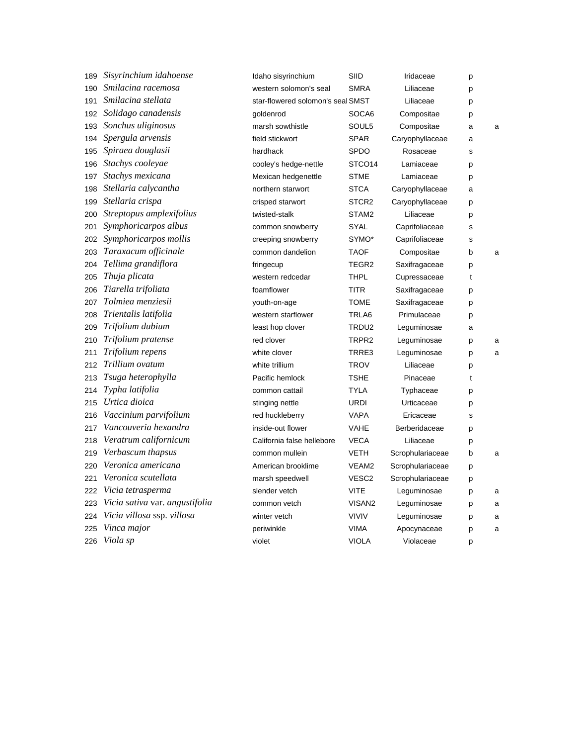| | | | | | | |
|---|---|---|---|---|---|---|
| 189 | *Sisyrinchium idahoense* | Idaho sisyrinchium | SIID | Iridaceae | p | |
| 190 | *Smilacina racemosa* | western solomon's seal | SMRA | Liliaceae | p | |
| 191 | *Smilacina stellata* | star-flowered solomon's seal | SMST | Liliaceae | p | |
| 192 | *Solidago canadensis* | goldenrod | SOCA6 | Compositae | p | |
| 193 | *Sonchus uliginosus* | marsh sowthistle | SOUL5 | Compositae | a | a |
| 194 | *Spergula arvensis* | field stickwort | SPAR | Caryophyllaceae | a | |
| 195 | *Spiraea douglasii* | hardhack | SPDO | Rosaceae | s | |
| 196 | *Stachys cooleyae* | cooley's hedge-nettle | STCO14 | Lamiaceae | p | |
| 197 | *Stachys mexicana* | Mexican hedgenettle | STME | Lamiaceae | p | |
| 198 | *Stellaria calycantha* | northern starwort | STCA | Caryophyllaceae | a | |
| 199 | *Stellaria crispa* | crisped starwort | STCR2 | Caryophyllaceae | p | |
| 200 | *Streptopus amplexifolius* | twisted-stalk | STAM2 | Liliaceae | p | |
| 201 | *Symphoricarpos albus* | common snowberry | SYAL | Caprifoliaceae | s | |
| 202 | *Symphoricarpos mollis* | creeping snowberry | SYMO* | Caprifoliaceae | s | |
| 203 | *Taraxacum officinale* | common dandelion | TAOF | Compositae | b | a |
| 204 | *Tellima grandiflora* | fringecup | TEGR2 | Saxifragaceae | p | |
| 205 | *Thuja plicata* | western redcedar | THPL | Cupressaceae | t | |
| 206 | *Tiarella trifoliata* | foamflower | TITR | Saxifragaceae | p | |
| 207 | *Tolmiea menziesii* | youth-on-age | TOME | Saxifragaceae | p | |
| 208 | *Trientalis latifolia* | western starflower | TRLA6 | Primulaceae | p | |
| 209 | *Trifolium dubium* | least hop clover | TRDU2 | Leguminosae | a | |
| 210 | *Trifolium pratense* | red clover | TRPR2 | Leguminosae | p | a |
| 211 | *Trifolium repens* | white clover | TRRE3 | Leguminosae | p | a |
| 212 | *Trillium ovatum* | white trillium | TROV | Liliaceae | p | |
| 213 | *Tsuga heterophylla* | Pacific hemlock | TSHE | Pinaceae | t | |
| 214 | *Typha latifolia* | common cattail | TYLA | Typhaceae | p | |
| 215 | *Urtica dioica* | stinging nettle | URDI | Urticaceae | p | |
| 216 | *Vaccinium parvifolium* | red huckleberry | VAPA | Ericaceae | s | |
| 217 | *Vancouveria hexandra* | inside-out flower | VAHE | Berberidaceae | p | |
| 218 | *Veratrum californicum* | California false hellebore | VECA | Liliaceae | p | |
| 219 | *Verbascum thapsus* | common mullein | VETH | Scrophulariaceae | b | a |
| 220 | *Veronica americana* | American brooklime | VEAM2 | Scrophulariaceae | p | |
| 221 | *Veronica scutellata* | marsh speedwell | VESC2 | Scrophulariaceae | p | |
| 222 | *Vicia tetrasperma* | slender vetch | VITE | Leguminosae | p | a |
| 223 | *Vicia sativa* var. *angustifolia* | common vetch | VISAN2 | Leguminosae | p | a |
| 224 | *Vicia villosa* ssp. *villosa* | winter vetch | VIVIV | Leguminosae | p | a |
| 225 | *Vinca major* | periwinkle | VIMA | Apocynaceae | p | a |
| 226 | *Viola sp* | violet | VIOLA | Violaceae | p | |